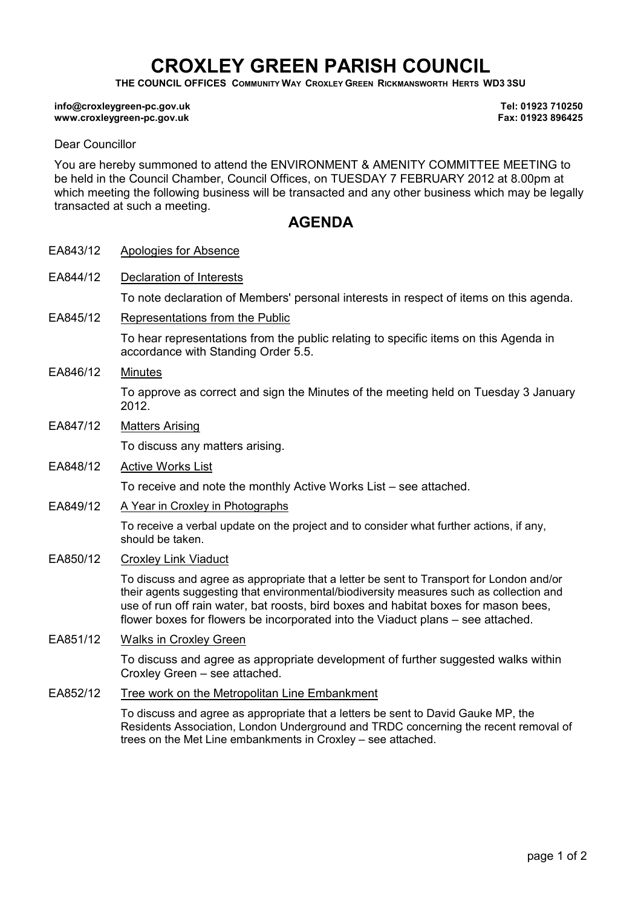# CROXLEY GREEN PARISH COUNCIL

**THE COUNCIL OFFICES COMMUNITY WAY CROXLEY GREEN RICKMANSWORTH HERTS WD3 3SU**

**info@croxleygreen-pc.gov.uk** | **Tel: 01923 710250**
**www.croxleygreen-pc.gov.uk** | **Fax: 01923 896425**

Dear Councillor

You are hereby summoned to attend the ENVIRONMENT & AMENITY COMMITTEE MEETING to be held in the Council Chamber, Council Offices, on TUESDAY 7 FEBRUARY 2012 at 8.00pm at which meeting the following business will be transacted and any other business which may be legally transacted at such a meeting.

## AGENDA

**EA843/12** Apologies for Absence

**EA844/12** Declaration of Interests

To note declaration of Members' personal interests in respect of items on this agenda.

**EA845/12** Representations from the Public

To hear representations from the public relating to specific items on this Agenda in accordance with Standing Order 5.5.

**EA846/12** Minutes

To approve as correct and sign the Minutes of the meeting held on Tuesday 3 January 2012.

**EA847/12** Matters Arising

To discuss any matters arising.

**EA848/12** Active Works List

To receive and note the monthly Active Works List – see attached.

**EA849/12** A Year in Croxley in Photographs

To receive a verbal update on the project and to consider what further actions, if any, should be taken.

**EA850/12** Croxley Link Viaduct

To discuss and agree as appropriate that a letter be sent to Transport for London and/or their agents suggesting that environmental/biodiversity measures such as collection and use of run off rain water, bat roosts, bird boxes and habitat boxes for mason bees, flower boxes for flowers be incorporated into the Viaduct plans – see attached.

**EA851/12** Walks in Croxley Green

To discuss and agree as appropriate development of further suggested walks within Croxley Green – see attached.

**EA852/12** Tree work on the Metropolitan Line Embankment

To discuss and agree as appropriate that a letters be sent to David Gauke MP, the Residents Association, London Underground and TRDC concerning the recent removal of trees on the Met Line embankments in Croxley – see attached.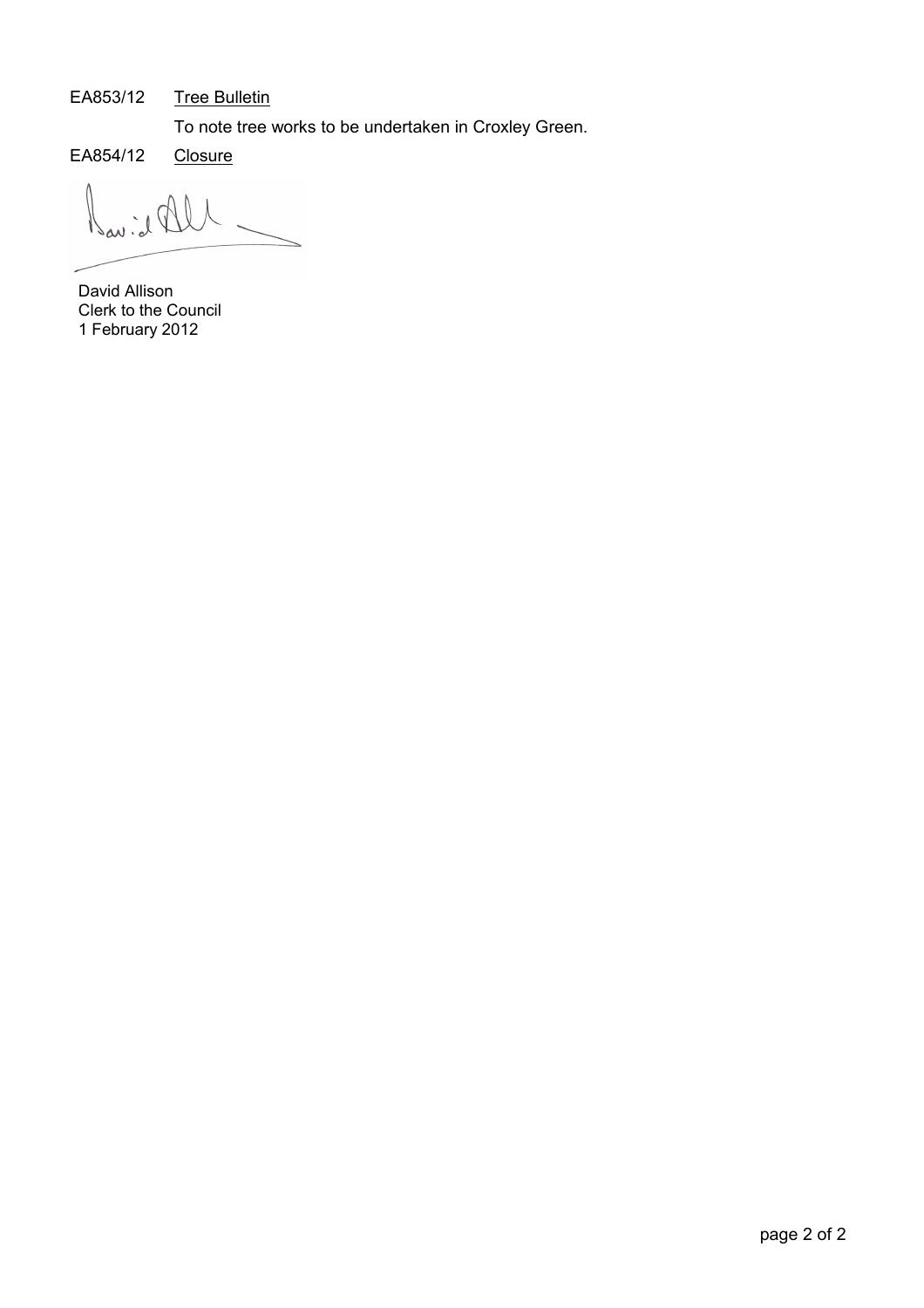EA853/12 Tree Bulletin

To note tree works to be undertaken in Croxley Green.

EA854/12 Closure

David Allison
Clerk to the Council
1 February 2012